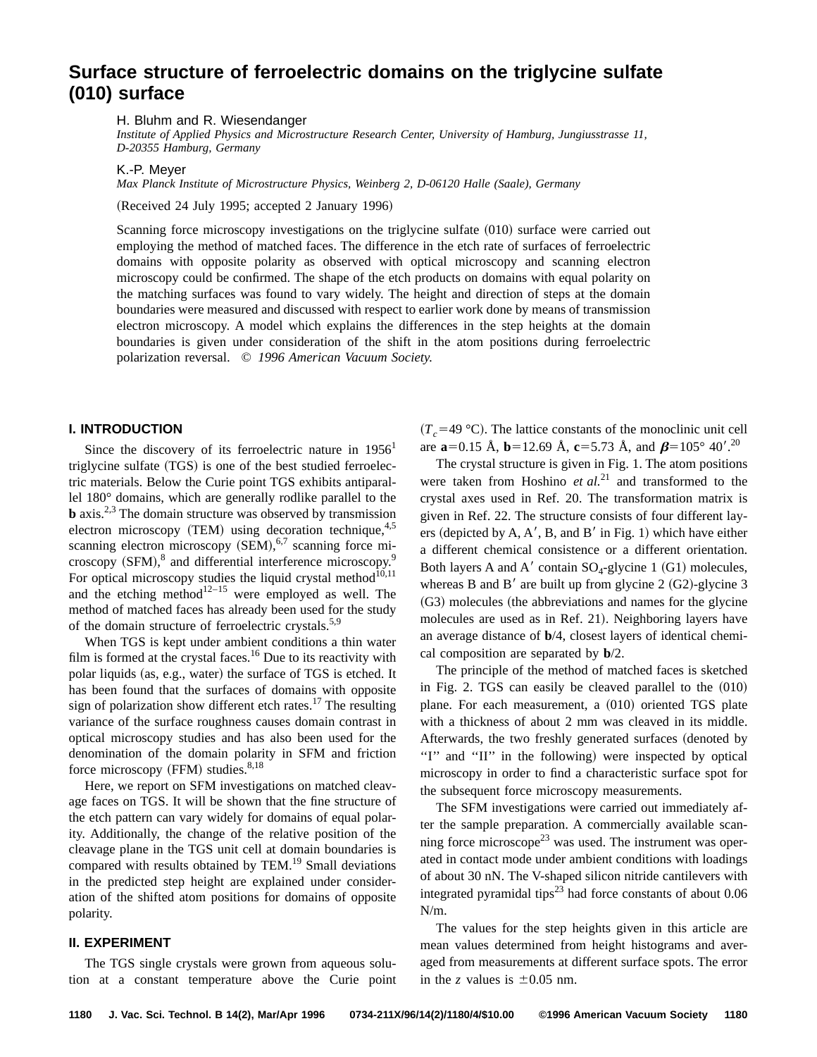# Surface structure of ferroelectric domains on the triglycine sulfate (010) surface

H. Bluhm and R. Wiesendanger

*Institute of Applied Physics and Microstructure Research Center, University of Hamburg, Jungiusstrasse 11, D-20355 Hamburg, Germany*

K.-P. Meyer

*Max Planck Institute of Microstructure Physics, Weinberg 2, D-06120 Halle (Saale), Germany*

(Received 24 July 1995; accepted 2 January 1996)

Scanning force microscopy investigations on the triglycine sulfate (010) surface were carried out employing the method of matched faces. The difference in the etch rate of surfaces of ferroelectric domains with opposite polarity as observed with optical microscopy and scanning electron microscopy could be confirmed. The shape of the etch products on domains with equal polarity on the matching surfaces was found to vary widely. The height and direction of steps at the domain boundaries were measured and discussed with respect to earlier work done by means of transmission electron microscopy. A model which explains the differences in the step heights at the domain boundaries is given under consideration of the shift in the atom positions during ferroelectric polarization reversal. © *1996 American Vacuum Society.*

## I. INTRODUCTION

Since the discovery of its ferroelectric nature in 1956[1] triglycine sulfate (TGS) is one of the best studied ferroelectric materials. Below the Curie point TGS exhibits antiparallel 180° domains, which are generally rodlike parallel to the **b** axis.[2,3] The domain structure was observed by transmission electron microscopy (TEM) using decoration technique,[4,5] scanning electron microscopy (SEM),[6,7] scanning force microscopy (SFM),[8] and differential interference microscopy.[9] For optical microscopy studies the liquid crystal method[10,11] and the etching method[12–15] were employed as well. The method of matched faces has already been used for the study of the domain structure of ferroelectric crystals.[5,9]

When TGS is kept under ambient conditions a thin water film is formed at the crystal faces.[16] Due to its reactivity with polar liquids (as, e.g., water) the surface of TGS is etched. It has been found that the surfaces of domains with opposite sign of polarization show different etch rates.[17] The resulting variance of the surface roughness causes domain contrast in optical microscopy studies and has also been used for the denomination of the domain polarity in SFM and friction force microscopy (FFM) studies.[8,18]

Here, we report on SFM investigations on matched cleavage faces on TGS. It will be shown that the fine structure of the etch pattern can vary widely for domains of equal polarity. Additionally, the change of the relative position of the cleavage plane in the TGS unit cell at domain boundaries is compared with results obtained by TEM.[19] Small deviations in the predicted step height are explained under consideration of the shifted atom positions for domains of opposite polarity.

## II. EXPERIMENT

The TGS single crystals were grown from aqueous solution at a constant temperature above the Curie point ($T_c$=49 °C). The lattice constants of the monoclinic unit cell are **a**=0.15 Å, **b**=12.69 Å, **c**=5.73 Å, and $\boldsymbol{\beta}$=105° 40′.[20]

The crystal structure is given in Fig. 1. The atom positions were taken from Hoshino *et al.*[21] and transformed to the crystal axes used in Ref. 20. The transformation matrix is given in Ref. 22. The structure consists of four different layers (depicted by A, A′, B, and B′ in Fig. 1) which have either a different chemical consistence or a different orientation. Both layers A and A′ contain $SO_4$-glycine 1 (G1) molecules, whereas B and B′ are built up from glycine 2 (G2)-glycine 3 (G3) molecules (the abbreviations and names for the glycine molecules are used as in Ref. 21). Neighboring layers have an average distance of **b**/4, closest layers of identical chemical composition are separated by **b**/2.

The principle of the method of matched faces is sketched in Fig. 2. TGS can easily be cleaved parallel to the (010) plane. For each measurement, a (010) oriented TGS plate with a thickness of about 2 mm was cleaved in its middle. Afterwards, the two freshly generated surfaces (denoted by "I" and "II" in the following) were inspected by optical microscopy in order to find a characteristic surface spot for the subsequent force microscopy measurements.

The SFM investigations were carried out immediately after the sample preparation. A commercially available scanning force microscope[23] was used. The instrument was operated in contact mode under ambient conditions with loadings of about 30 nN. The V-shaped silicon nitride cantilevers with integrated pyramidal tips[23] had force constants of about 0.06 N/m.

The values for the step heights given in this article are mean values determined from height histograms and averaged from measurements at different surface spots. The error in the *z* values is ±0.05 nm.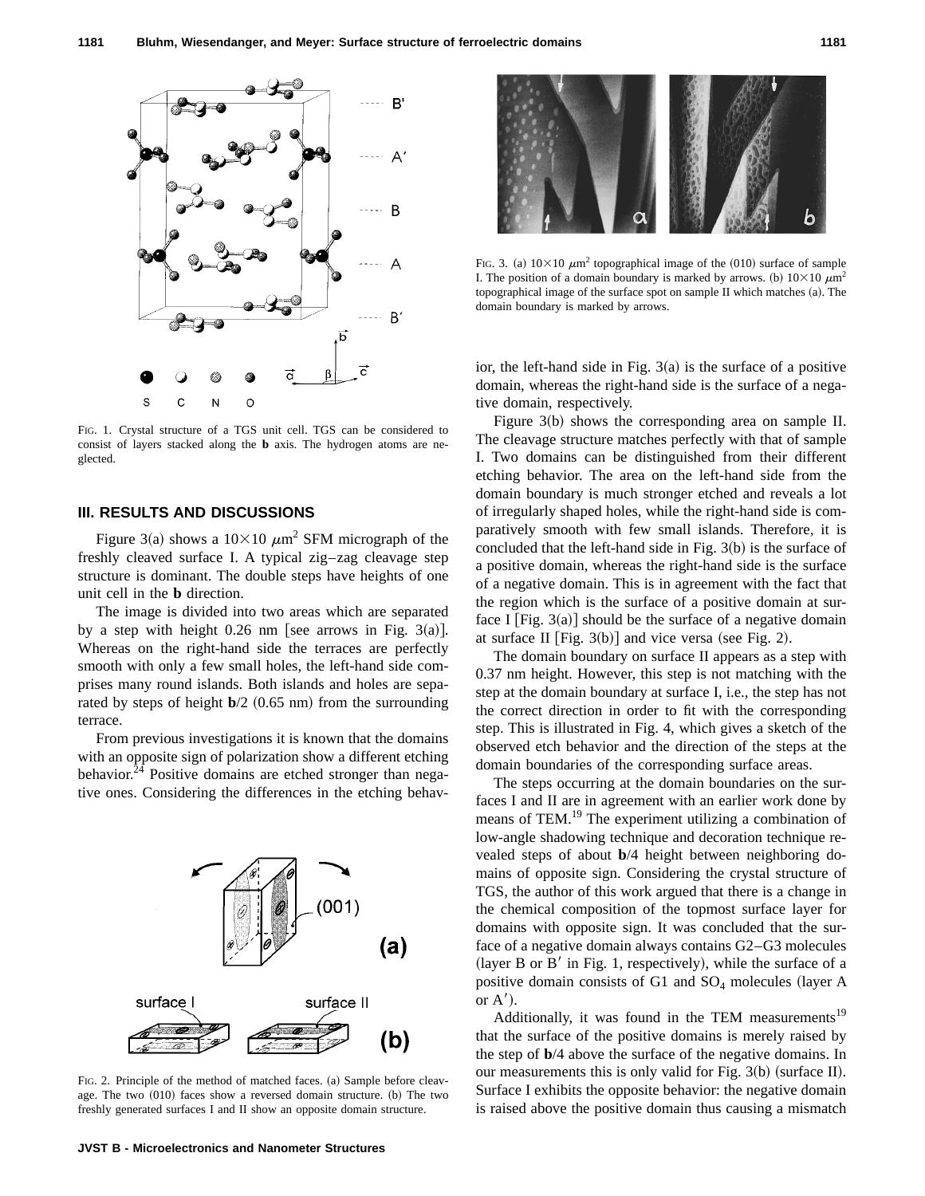FIG. 1. Crystal structure of a TGS unit cell. TGS can be considered to consist of layers stacked along the **b** axis. The hydrogen atoms are neglected.

## III. RESULTS AND DISCUSSIONS

Figure 3(a) shows a $10\times10$ $\mu m^2$ SFM micrograph of the freshly cleaved surface I. A typical zig–zag cleavage step structure is dominant. The double steps have heights of one unit cell in the **b** direction.

The image is divided into two areas which are separated by a step with height 0.26 nm [see arrows in Fig. 3(a)]. Whereas on the right-hand side the terraces are perfectly smooth with only a few small holes, the left-hand side comprises many round islands. Both islands and holes are separated by steps of height **b**/2 (0.65 nm) from the surrounding terrace.

From previous investigations it is known that the domains with an opposite sign of polarization show a different etching behavior.[24] Positive domains are etched stronger than negative ones. Considering the differences in the etching behavior, the left-hand side in Fig. 3(a) is the surface of a positive domain, whereas the right-hand side is the surface of a negative domain, respectively.

FIG. 2. Principle of the method of matched faces. (a) Sample before cleavage. The two (010) faces show a reversed domain structure. (b) The two freshly generated surfaces I and II show an opposite domain structure.

FIG. 3. (a) $10\times10$ $\mu m^2$ topographical image of the (010) surface of sample I. The position of a domain boundary is marked by arrows. (b) $10\times10$ $\mu m^2$ topographical image of the surface spot on sample II which matches (a). The domain boundary is marked by arrows.

Figure 3(b) shows the corresponding area on sample II. The cleavage structure matches perfectly with that of sample I. Two domains can be distinguished from their different etching behavior. The area on the left-hand side from the domain boundary is much stronger etched and reveals a lot of irregularly shaped holes, while the right-hand side is comparatively smooth with few small islands. Therefore, it is concluded that the left-hand side in Fig. 3(b) is the surface of a positive domain, whereas the right-hand side is the surface of a negative domain. This is in agreement with the fact that the region which is the surface of a positive domain at surface I [Fig. 3(a)] should be the surface of a negative domain at surface II [Fig. 3(b)] and vice versa (see Fig. 2).

The domain boundary on surface II appears as a step with 0.37 nm height. However, this step is not matching with the step at the domain boundary at surface I, i.e., the step has not the correct direction in order to fit with the corresponding step. This is illustrated in Fig. 4, which gives a sketch of the observed etch behavior and the direction of the steps at the domain boundaries of the corresponding surface areas.

The steps occurring at the domain boundaries on the surfaces I and II are in agreement with an earlier work done by means of TEM.[19] The experiment utilizing a combination of low-angle shadowing technique and decoration technique revealed steps of about **b**/4 height between neighboring domains of opposite sign. Considering the crystal structure of TGS, the author of this work argued that there is a change in the chemical composition of the topmost surface layer for domains with opposite sign. It was concluded that the surface of a negative domain always contains G2–G3 molecules (layer B or B′ in Fig. 1, respectively), while the surface of a positive domain consists of G1 and $SO_4$ molecules (layer A or A′).

Additionally, it was found in the TEM measurements[19] that the surface of the positive domains is merely raised by the step of **b**/4 above the surface of the negative domains. In our measurements this is only valid for Fig. 3(b) (surface II). Surface I exhibits the opposite behavior: the negative domain is raised above the positive domain thus causing a mismatch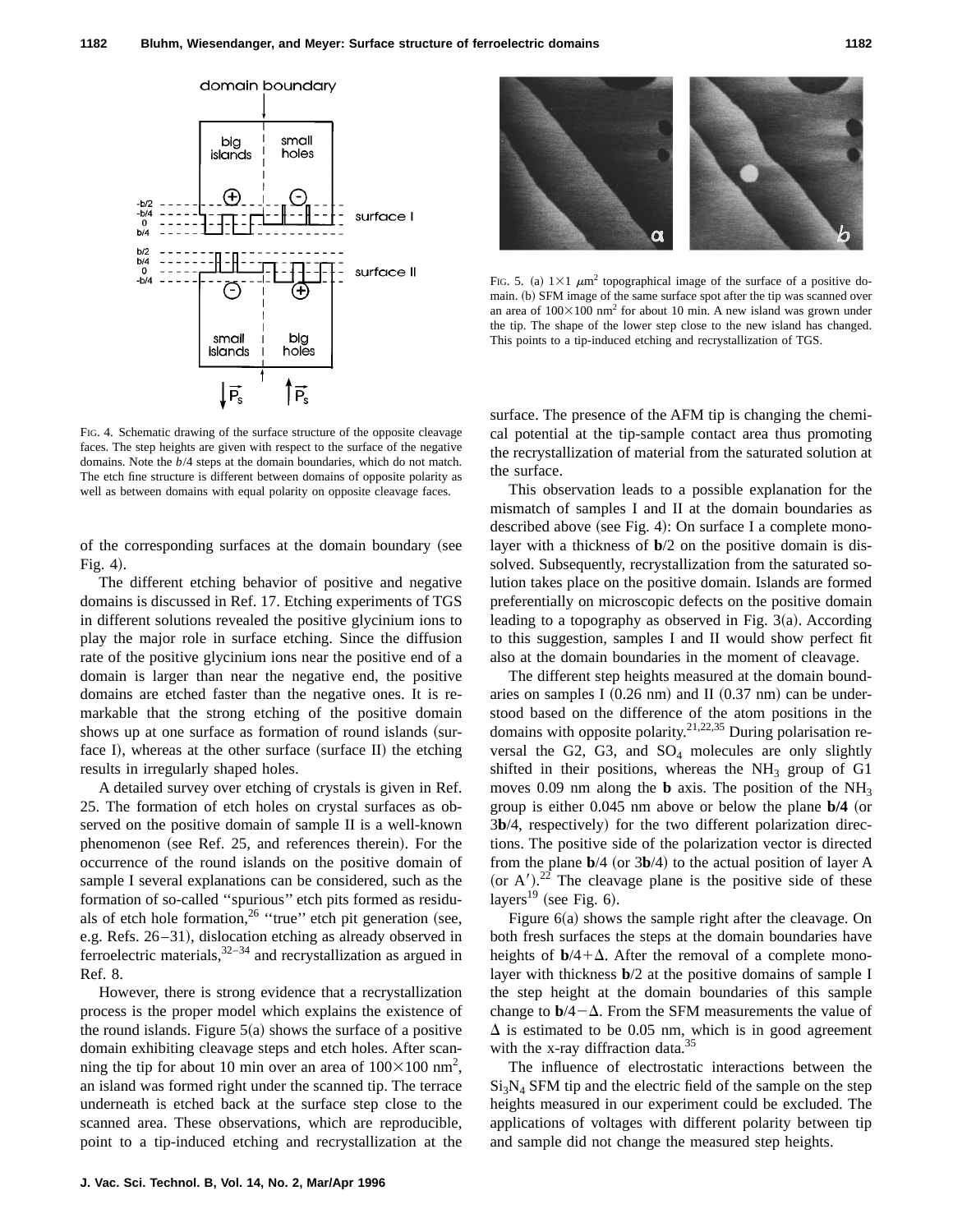FIG. 4. Schematic drawing of the surface structure of the opposite cleavage faces. The step heights are given with respect to the surface of the negative domains. Note the $b/4$ steps at the domain boundaries, which do not match. The etch fine structure is different between domains of opposite polarity as well as between domains with equal polarity on opposite cleavage faces.

FIG. 5. (a) $1\times1$ $\mu m^2$ topographical image of the surface of a positive domain. (b) SFM image of the same surface spot after the tip was scanned over an area of $100\times100$ $nm^2$ for about 10 min. A new island was grown under the tip. The shape of the lower step close to the new island has changed. This points to a tip-induced etching and recrystallization of TGS.

of the corresponding surfaces at the domain boundary (see Fig. 4).

The different etching behavior of positive and negative domains is discussed in Ref. 17. Etching experiments of TGS in different solutions revealed the positive glycinium ions to play the major role in surface etching. Since the diffusion rate of the positive glycinium ions near the positive end of a domain is larger than near the negative end, the positive domains are etched faster than the negative ones. It is remarkable that the strong etching of the positive domain shows up at one surface as formation of round islands (surface I), whereas at the other surface (surface II) the etching results in irregularly shaped holes.

A detailed survey over etching of crystals is given in Ref. 25. The formation of etch holes on crystal surfaces as observed on the positive domain of sample II is a well-known phenomenon (see Ref. 25, and references therein). For the occurrence of the round islands on the positive domain of sample I several explanations can be considered, such as the formation of so-called "spurious" etch pits formed as residuals of etch hole formation,[26] "true" etch pit generation (see, e.g. Refs. 26–31), dislocation etching as already observed in ferroelectric materials,[32–34] and recrystallization as argued in Ref. 8.

However, there is strong evidence that a recrystallization process is the proper model which explains the existence of the round islands. Figure 5(a) shows the surface of a positive domain exhibiting cleavage steps and etch holes. After scanning the tip for about 10 min over an area of $100\times100$ $nm^2$, an island was formed right under the scanned tip. The terrace underneath is etched back at the surface step close to the scanned area. These observations, which are reproducible, point to a tip-induced etching and recrystallization at the surface. The presence of the AFM tip is changing the chemical potential at the tip-sample contact area thus promoting the recrystallization of material from the saturated solution at the surface.

This observation leads to a possible explanation for the mismatch of samples I and II at the domain boundaries as described above (see Fig. 4): On surface I a complete monolayer with a thickness of $\mathbf{b}/2$ on the positive domain is dissolved. Subsequently, recrystallization from the saturated solution takes place on the positive domain. Islands are formed preferentially on microscopic defects on the positive domain leading to a topography as observed in Fig. 3(a). According to this suggestion, samples I and II would show perfect fit also at the domain boundaries in the moment of cleavage.

The different step heights measured at the domain boundaries on samples I (0.26 nm) and II (0.37 nm) can be understood based on the difference of the atom positions in the domains with opposite polarity.[21,22,35] During polarisation reversal the G2, G3, and $SO_4$ molecules are only slightly shifted in their positions, whereas the $NH_3$ group of G1 moves 0.09 nm along the **b** axis. The position of the $NH_3$ group is either 0.045 nm above or below the plane **b/4** (or 3**b**/4, respectively) for the two different polarization directions. The positive side of the polarization vector is directed from the plane **b**/4 (or 3**b**/4) to the actual position of layer A (or A′).[22] The cleavage plane is the positive side of these layers[19] (see Fig. 6).

Figure 6(a) shows the sample right after the cleavage. On both fresh surfaces the steps at the domain boundaries have heights of $\mathbf{b}/4+\Delta$. After the removal of a complete monolayer with thickness $\mathbf{b}/2$ at the positive domains of sample I the step height at the domain boundaries of this sample change to $\mathbf{b}/4-\Delta$. From the SFM measurements the value of $\Delta$ is estimated to be 0.05 nm, which is in good agreement with the x-ray diffraction data.[35]

The influence of electrostatic interactions between the $Si_3N_4$ SFM tip and the electric field of the sample on the step heights measured in our experiment could be excluded. The applications of voltages with different polarity between tip and sample did not change the measured step heights.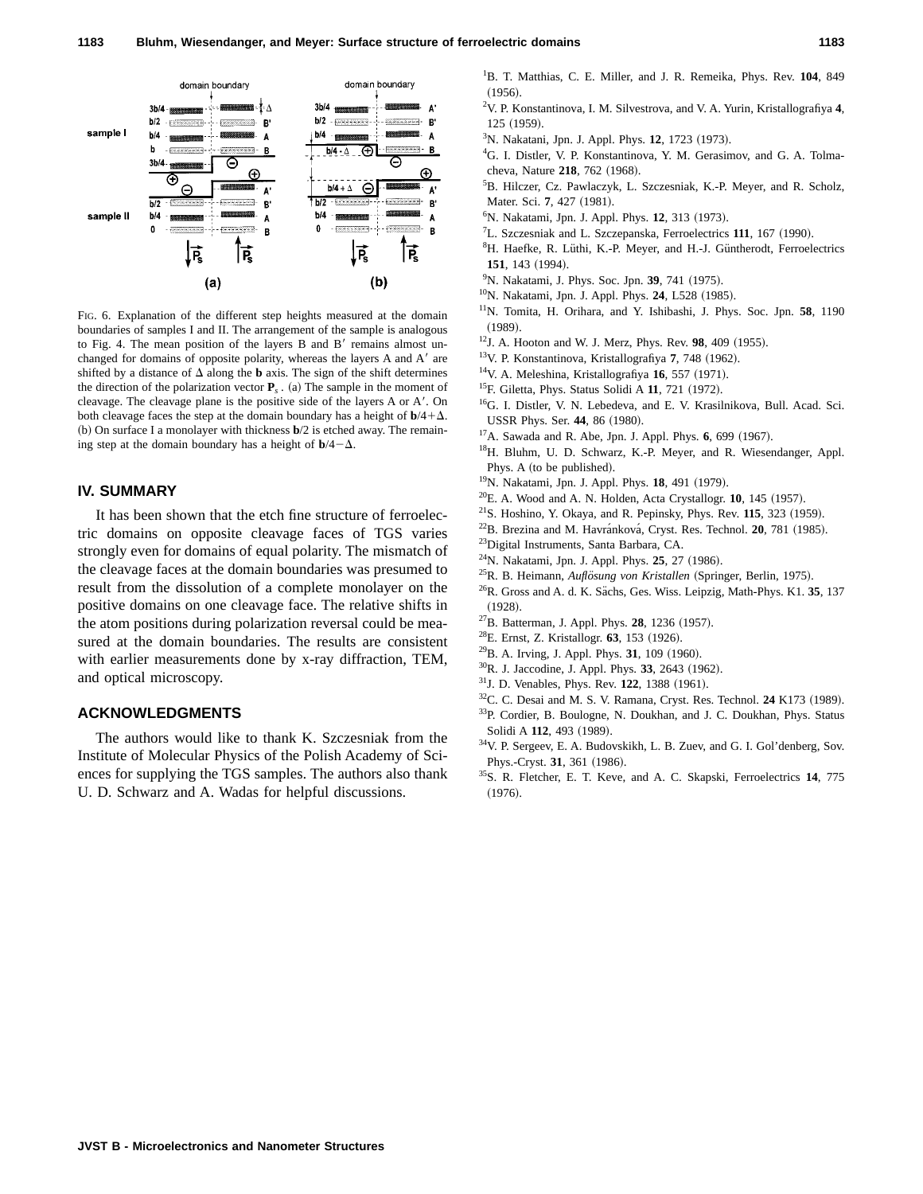domain boundary

domain boundary

3b/4

b/2

b/4

b

3b/4

b/2

b/4

0

sample I

sample II

Δ

B'

A

B

A'

B'

A

B

3b/4

b/2

b/4

b/4 - Δ

b/4 + Δ

b/2

b/4

0

A'

B'

A

B

A'

B'

A

B

$P_s$

$P_s$

$P_s$

$P_s$

(a)

(b)

FIG. 6. Explanation of the different step heights measured at the domain boundaries of samples I and II. The arrangement of the sample is analogous to Fig. 4. The mean position of the layers B and B′ remains almost unchanged for domains of opposite polarity, whereas the layers A and A′ are shifted by a distance of Δ along the **b** axis. The sign of the shift determines the direction of the polarization vector $\mathbf{P}_s$. (a) The sample in the moment of cleavage. The cleavage plane is the positive side of the layers A or A′. On both cleavage faces the step at the domain boundary has a height of **b**/4+Δ. (b) On surface I a monolayer with thickness **b**/2 is etched away. The remaining step at the domain boundary has a height of **b**/4−Δ.

## IV. SUMMARY

It has been shown that the etch fine structure of ferroelectric domains on opposite cleavage faces of TGS varies strongly even for domains of equal polarity. The mismatch of the cleavage faces at the domain boundaries was presumed to result from the dissolution of a complete monolayer on the positive domains on one cleavage face. The relative shifts in the atom positions during polarization reversal could be measured at the domain boundaries. The results are consistent with earlier measurements done by x-ray diffraction, TEM, and optical microscopy.

## ACKNOWLEDGMENTS

The authors would like to thank K. Szczesniak from the Institute of Molecular Physics of the Polish Academy of Sciences for supplying the TGS samples. The authors also thank U. D. Schwarz and A. Wadas for helpful discussions.

[1] B. T. Matthias, C. E. Miller, and J. R. Remeika, Phys. Rev. **104**, 849 (1956).
[2] V. P. Konstantinova, I. M. Silvestrova, and V. A. Yurin, Kristallografiya **4**, 125 (1959).
[3] N. Nakatani, Jpn. J. Appl. Phys. **12**, 1723 (1973).
[4] G. I. Distler, V. P. Konstantinova, Y. M. Gerasimov, and G. A. Tolmacheva, Nature **218**, 762 (1968).
[5] B. Hilczer, Cz. Pawlaczyk, L. Szczesniak, K.-P. Meyer, and R. Scholz, Mater. Sci. **7**, 427 (1981).
[6] N. Nakatami, Jpn. J. Appl. Phys. **12**, 313 (1973).
[7] L. Szczesniak and L. Szczepanska, Ferroelectrics **111**, 167 (1990).
[8] H. Haefke, R. Lüthi, K.-P. Meyer, and H.-J. Güntherodt, Ferroelectrics **151**, 143 (1994).
[9] N. Nakatami, J. Phys. Soc. Jpn. **39**, 741 (1975).
[10] N. Nakatami, Jpn. J. Appl. Phys. **24**, L528 (1985).
[11] N. Tomita, H. Orihara, and Y. Ishibashi, J. Phys. Soc. Jpn. **58**, 1190 (1989).
[12] J. A. Hooton and W. J. Merz, Phys. Rev. **98**, 409 (1955).
[13] V. P. Konstantinova, Kristallografiya **7**, 748 (1962).
[14] V. A. Meleshina, Kristallografiya **16**, 557 (1971).
[15] F. Giletta, Phys. Status Solidi A **11**, 721 (1972).
[16] G. I. Distler, V. N. Lebedeva, and E. V. Krasilnikova, Bull. Acad. Sci. USSR Phys. Ser. **44**, 86 (1980).
[17] A. Sawada and R. Abe, Jpn. J. Appl. Phys. **6**, 699 (1967).
[18] H. Bluhm, U. D. Schwarz, K.-P. Meyer, and R. Wiesendanger, Appl. Phys. A (to be published).
[19] N. Nakatami, Jpn. J. Appl. Phys. **18**, 491 (1979).
[20] E. A. Wood and A. N. Holden, Acta Crystallogr. **10**, 145 (1957).
[21] S. Hoshino, Y. Okaya, and R. Pepinsky, Phys. Rev. **115**, 323 (1959).
[22] B. Brezina and M. Havránková, Cryst. Res. Technol. **20**, 781 (1985).
[23] Digital Instruments, Santa Barbara, CA.
[24] N. Nakatami, Jpn. J. Appl. Phys. **25**, 27 (1986).
[25] R. B. Heimann, *Auflösung von Kristallen* (Springer, Berlin, 1975).
[26] R. Gross and A. d. K. Sächs, Ges. Wiss. Leipzig, Math-Phys. K1. **35**, 137 (1928).
[27] B. Batterman, J. Appl. Phys. **28**, 1236 (1957).
[28] E. Ernst, Z. Kristallogr. **63**, 153 (1926).
[29] B. A. Irving, J. Appl. Phys. **31**, 109 (1960).
[30] R. J. Jaccodine, J. Appl. Phys. **33**, 2643 (1962).
[31] J. D. Venables, Phys. Rev. **122**, 1388 (1961).
[32] C. C. Desai and M. S. V. Ramana, Cryst. Res. Technol. **24** K173 (1989).
[33] P. Cordier, B. Boulogne, N. Doukhan, and J. C. Doukhan, Phys. Status Solidi A **112**, 493 (1989).
[34] V. P. Sergeev, E. A. Budovskikh, L. B. Zuev, and G. I. Gol'denberg, Sov. Phys.-Cryst. **31**, 361 (1986).
[35] S. R. Fletcher, E. T. Keve, and A. C. Skapski, Ferroelectrics **14**, 775 (1976).